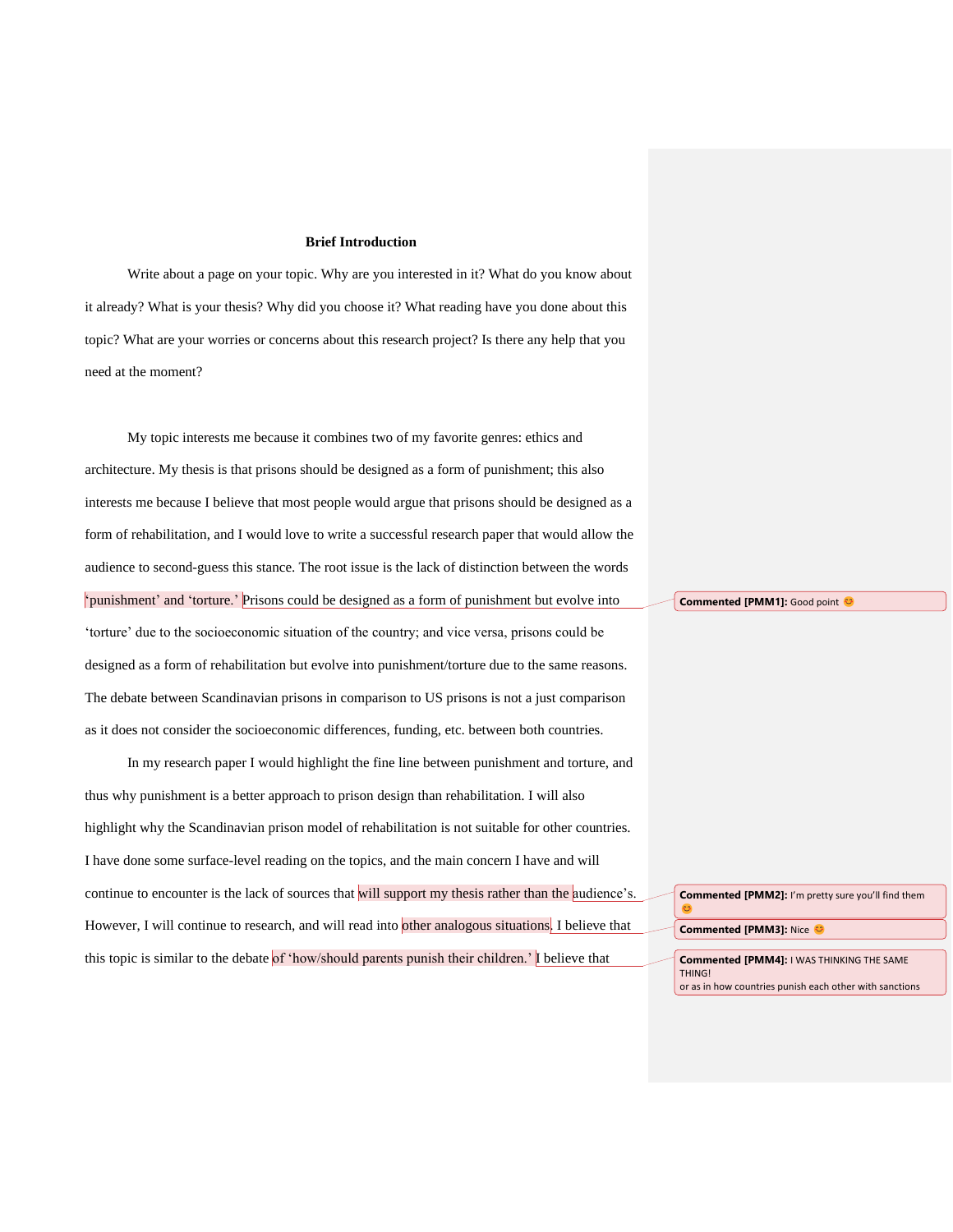## Brief Introduction

Write about a page on your topic. Why are you interested in it? What do you know about it already? What is your thesis? Why did you choose it? What reading have you done about this topic? What are your worries or concerns about this research project? Is there any help that you need at the moment?

My topic interests me because it combines two of my favorite genres: ethics and architecture. My thesis is that prisons should be designed as a form of punishment; this also interests me because I believe that most people would argue that prisons should be designed as a form of rehabilitation, and I would love to write a successful research paper that would allow the audience to second-guess this stance. The root issue is the lack of distinction between the words 'punishment' and 'torture.' Prisons could be designed as a form of punishment but evolve into 'torture' due to the socioeconomic situation of the country; and vice versa, prisons could be designed as a form of rehabilitation but evolve into punishment/torture due to the same reasons. The debate between Scandinavian prisons in comparison to US prisons is not a just comparison as it does not consider the socioeconomic differences, funding, etc. between both countries.

In my research paper I would highlight the fine line between punishment and torture, and thus why punishment is a better approach to prison design than rehabilitation. I will also highlight why the Scandinavian prison model of rehabilitation is not suitable for other countries. I have done some surface-level reading on the topics, and the main concern I have and will continue to encounter is the lack of sources that will support my thesis rather than the audience's. However, I will continue to research, and will read into other analogous situations. I believe that this topic is similar to the debate of 'how/should parents punish their children.' I believe that

**Commented [PMM1]:** Good point 😊

**Commented [PMM2]:** I'm pretty sure you'll find them 😊

**Commented [PMM3]:** Nice 😊

**Commented [PMM4]:** I WAS THINKING THE SAME THING!
or as in how countries punish each other with sanctions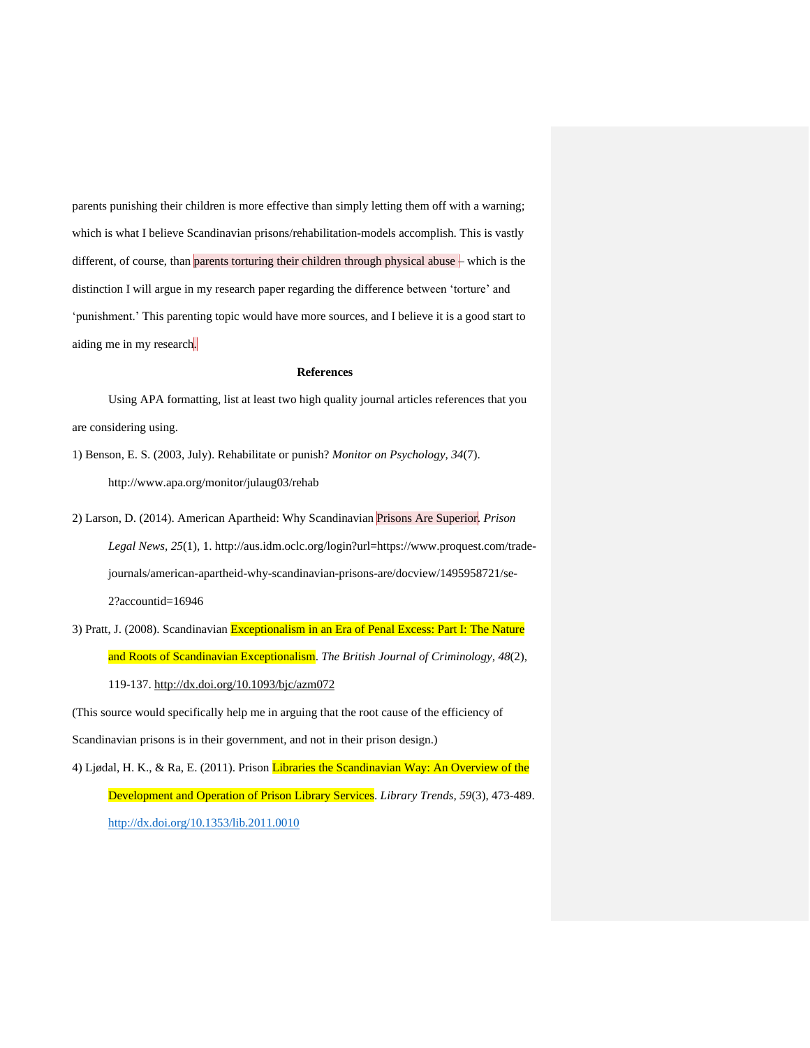parents punishing their children is more effective than simply letting them off with a warning; which is what I believe Scandinavian prisons/rehabilitation-models accomplish. This is vastly different, of course, than parents torturing their children through physical abuse – which is the distinction I will argue in my research paper regarding the difference between 'torture' and 'punishment.' This parenting topic would have more sources, and I believe it is a good start to aiding me in my research.

**References**

Using APA formatting, list at least two high quality journal articles references that you are considering using.

1) Benson, E. S. (2003, July). Rehabilitate or punish? *Monitor on Psychology*, *34*(7). http://www.apa.org/monitor/julaug03/rehab

2) Larson, D. (2014). American Apartheid: Why Scandinavian Prisons Are Superior. *Prison Legal News*, *25*(1), 1. http://aus.idm.oclc.org/login?url=https://www.proquest.com/trade-journals/american-apartheid-why-scandinavian-prisons-are/docview/1495958721/se-2?accountid=16946

3) Pratt, J. (2008). Scandinavian Exceptionalism in an Era of Penal Excess: Part I: The Nature and Roots of Scandinavian Exceptionalism. *The British Journal of Criminology, 48*(2), 119-137. http://dx.doi.org/10.1093/bjc/azm072

(This source would specifically help me in arguing that the root cause of the efficiency of Scandinavian prisons is in their government, and not in their prison design.)

4) Ljødal, H. K., & Ra, E. (2011). Prison Libraries the Scandinavian Way: An Overview of the Development and Operation of Prison Library Services. *Library Trends, 59*(3), 473-489. http://dx.doi.org/10.1353/lib.2011.0010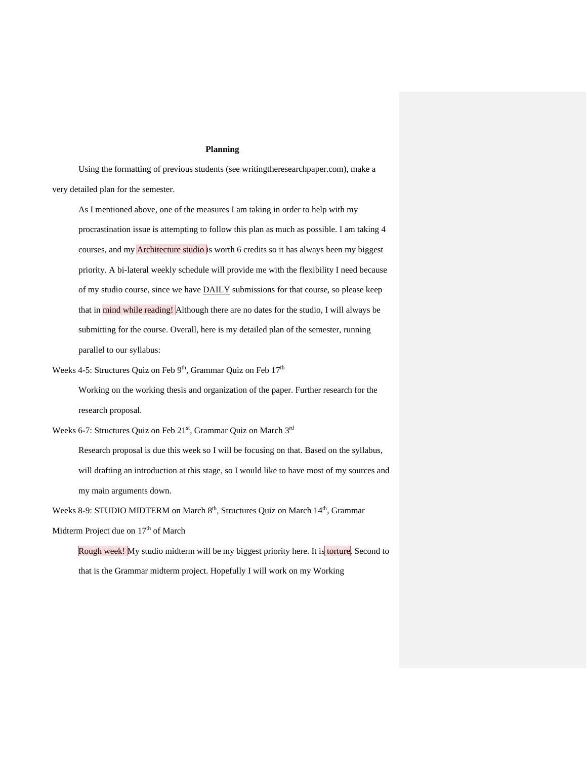**Planning**

Using the formatting of previous students (see writingtheresearchpaper.com), make a very detailed plan for the semester.

As I mentioned above, one of the measures I am taking in order to help with my procrastination issue is attempting to follow this plan as much as possible. I am taking 4 courses, and my Architecture studio is worth 6 credits so it has always been my biggest priority. A bi-lateral weekly schedule will provide me with the flexibility I need because of my studio course, since we have DAILY submissions for that course, so please keep that in mind while reading! Although there are no dates for the studio, I will always be submitting for the course. Overall, here is my detailed plan of the semester, running parallel to our syllabus:

Weeks 4-5: Structures Quiz on Feb 9th, Grammar Quiz on Feb 17th

Working on the working thesis and organization of the paper. Further research for the research proposal.

Weeks 6-7: Structures Quiz on Feb 21st, Grammar Quiz on March 3rd

Research proposal is due this week so I will be focusing on that. Based on the syllabus, will drafting an introduction at this stage, so I would like to have most of my sources and my main arguments down.

Weeks 8-9: STUDIO MIDTERM on March 8th, Structures Quiz on March 14th, Grammar Midterm Project due on 17th of March

Rough week! My studio midterm will be my biggest priority here. It is torture. Second to that is the Grammar midterm project. Hopefully I will work on my Working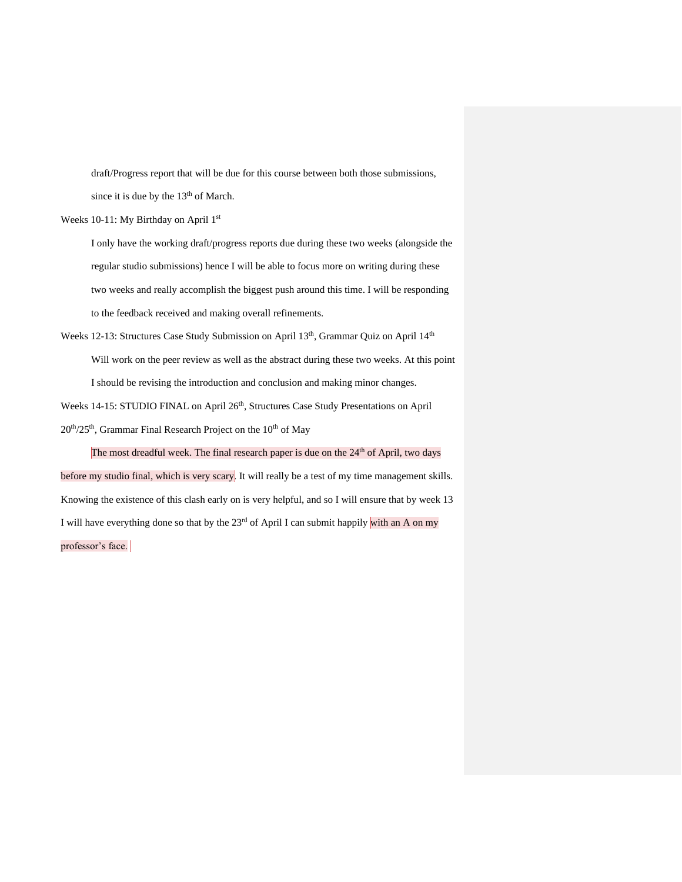draft/Progress report that will be due for this course between both those submissions, since it is due by the 13th of March.

Weeks 10-11: My Birthday on April 1st

I only have the working draft/progress reports due during these two weeks (alongside the regular studio submissions) hence I will be able to focus more on writing during these two weeks and really accomplish the biggest push around this time. I will be responding to the feedback received and making overall refinements.

Weeks 12-13: Structures Case Study Submission on April 13th, Grammar Quiz on April 14th

Will work on the peer review as well as the abstract during these two weeks. At this point I should be revising the introduction and conclusion and making minor changes.

Weeks 14-15: STUDIO FINAL on April 26th, Structures Case Study Presentations on April 20th/25th, Grammar Final Research Project on the 10th of May

The most dreadful week. The final research paper is due on the 24th of April, two days before my studio final, which is very scary. It will really be a test of my time management skills. Knowing the existence of this clash early on is very helpful, and so I will ensure that by week 13 I will have everything done so that by the 23rd of April I can submit happily with an A on my professor's face.